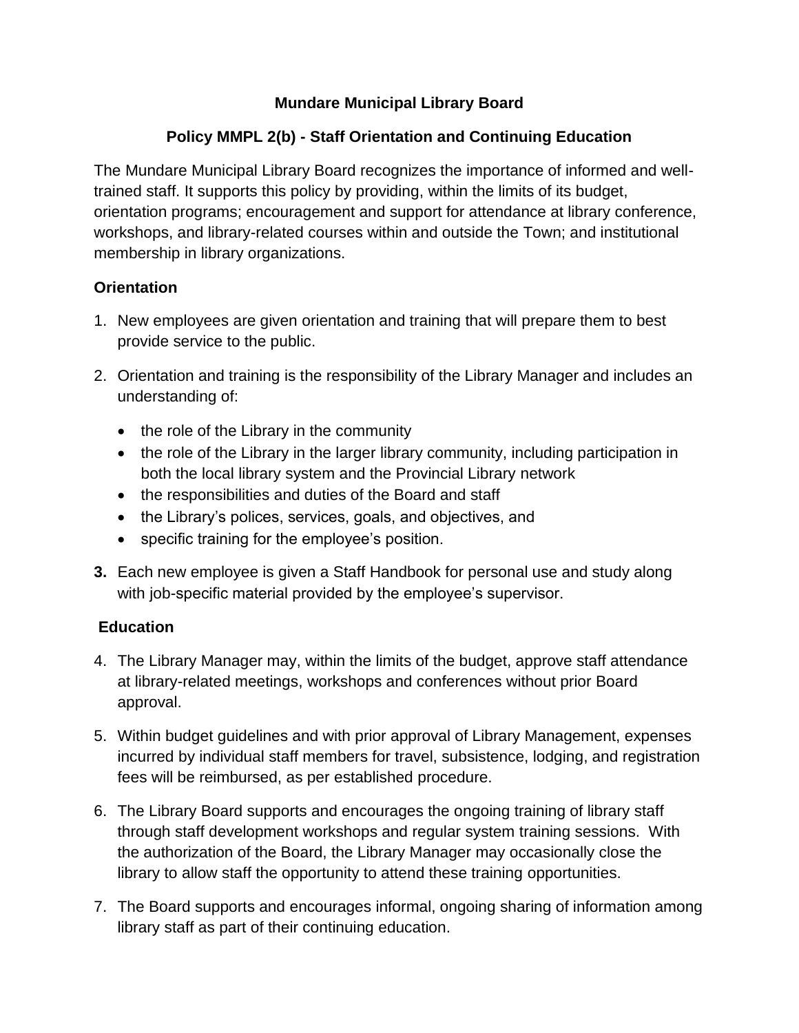# Mundare Municipal Library Board

## Policy MMPL 2(b) - Staff Orientation and Continuing Education

The Mundare Municipal Library Board recognizes the importance of informed and well-trained staff. It supports this policy by providing, within the limits of its budget, orientation programs; encouragement and support for attendance at library conference, workshops, and library-related courses within and outside the Town; and institutional membership in library organizations.

### Orientation

1. New employees are given orientation and training that will prepare them to best provide service to the public.

2. Orientation and training is the responsibility of the Library Manager and includes an understanding of:

   - the role of the Library in the community
   - the role of the Library in the larger library community, including participation in both the local library system and the Provincial Library network
   - the responsibilities and duties of the Board and staff
   - the Library's polices, services, goals, and objectives, and
   - specific training for the employee's position.

3. Each new employee is given a Staff Handbook for personal use and study along with job-specific material provided by the employee's supervisor.

### Education

4. The Library Manager may, within the limits of the budget, approve staff attendance at library-related meetings, workshops and conferences without prior Board approval.

5. Within budget guidelines and with prior approval of Library Management, expenses incurred by individual staff members for travel, subsistence, lodging, and registration fees will be reimbursed, as per established procedure.

6. The Library Board supports and encourages the ongoing training of library staff through staff development workshops and regular system training sessions. With the authorization of the Board, the Library Manager may occasionally close the library to allow staff the opportunity to attend these training opportunities.

7. The Board supports and encourages informal, ongoing sharing of information among library staff as part of their continuing education.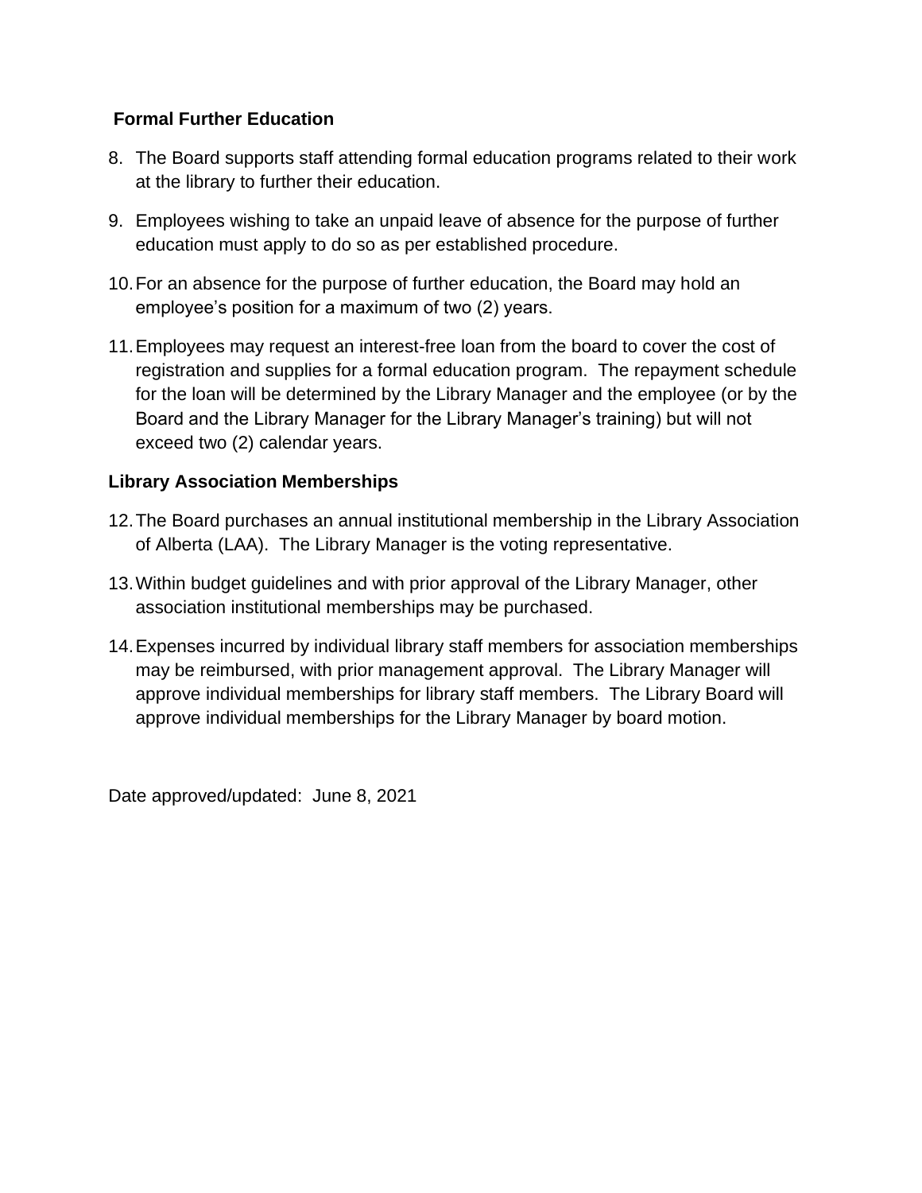**Formal Further Education**

8. The Board supports staff attending formal education programs related to their work at the library to further their education.

9. Employees wishing to take an unpaid leave of absence for the purpose of further education must apply to do so as per established procedure.

10. For an absence for the purpose of further education, the Board may hold an employee's position for a maximum of two (2) years.

11. Employees may request an interest-free loan from the board to cover the cost of registration and supplies for a formal education program. The repayment schedule for the loan will be determined by the Library Manager and the employee (or by the Board and the Library Manager for the Library Manager's training) but will not exceed two (2) calendar years.

**Library Association Memberships**

12. The Board purchases an annual institutional membership in the Library Association of Alberta (LAA). The Library Manager is the voting representative.

13. Within budget guidelines and with prior approval of the Library Manager, other association institutional memberships may be purchased.

14. Expenses incurred by individual library staff members for association memberships may be reimbursed, with prior management approval. The Library Manager will approve individual memberships for library staff members. The Library Board will approve individual memberships for the Library Manager by board motion.

Date approved/updated: June 8, 2021